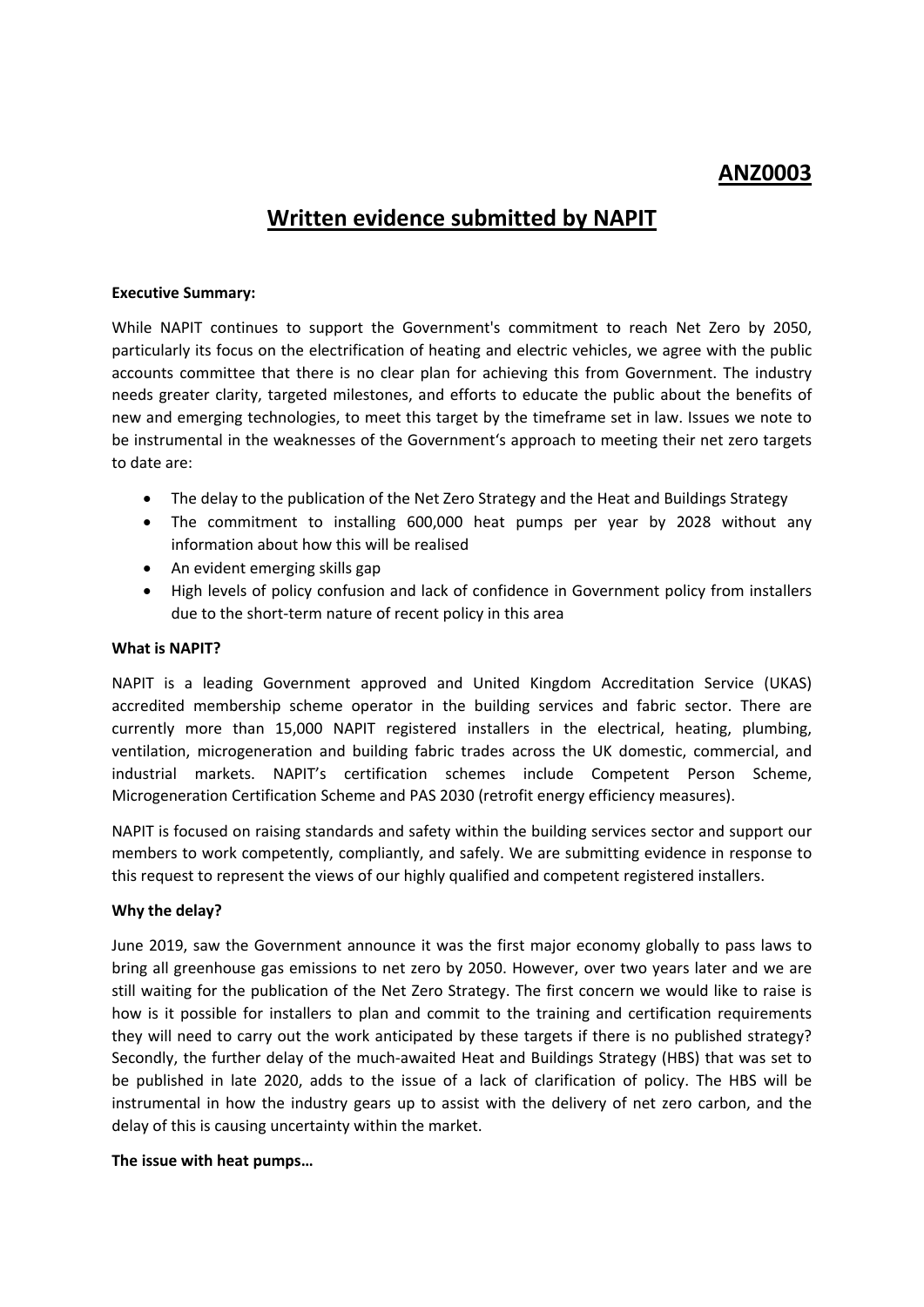**ANZ0003**

# Written evidence submitted by NAPIT

**Executive Summary:**

While NAPIT continues to support the Government's commitment to reach Net Zero by 2050, particularly its focus on the electrification of heating and electric vehicles, we agree with the public accounts committee that there is no clear plan for achieving this from Government. The industry needs greater clarity, targeted milestones, and efforts to educate the public about the benefits of new and emerging technologies, to meet this target by the timeframe set in law. Issues we note to be instrumental in the weaknesses of the Government's approach to meeting their net zero targets to date are:

- The delay to the publication of the Net Zero Strategy and the Heat and Buildings Strategy
- The commitment to installing 600,000 heat pumps per year by 2028 without any information about how this will be realised
- An evident emerging skills gap
- High levels of policy confusion and lack of confidence in Government policy from installers due to the short-term nature of recent policy in this area

**What is NAPIT?**

NAPIT is a leading Government approved and United Kingdom Accreditation Service (UKAS) accredited membership scheme operator in the building services and fabric sector. There are currently more than 15,000 NAPIT registered installers in the electrical, heating, plumbing, ventilation, microgeneration and building fabric trades across the UK domestic, commercial, and industrial markets. NAPIT's certification schemes include Competent Person Scheme, Microgeneration Certification Scheme and PAS 2030 (retrofit energy efficiency measures).

NAPIT is focused on raising standards and safety within the building services sector and support our members to work competently, compliantly, and safely. We are submitting evidence in response to this request to represent the views of our highly qualified and competent registered installers.

**Why the delay?**

June 2019, saw the Government announce it was the first major economy globally to pass laws to bring all greenhouse gas emissions to net zero by 2050. However, over two years later and we are still waiting for the publication of the Net Zero Strategy. The first concern we would like to raise is how is it possible for installers to plan and commit to the training and certification requirements they will need to carry out the work anticipated by these targets if there is no published strategy? Secondly, the further delay of the much-awaited Heat and Buildings Strategy (HBS) that was set to be published in late 2020, adds to the issue of a lack of clarification of policy. The HBS will be instrumental in how the industry gears up to assist with the delivery of net zero carbon, and the delay of this is causing uncertainty within the market.

**The issue with heat pumps…**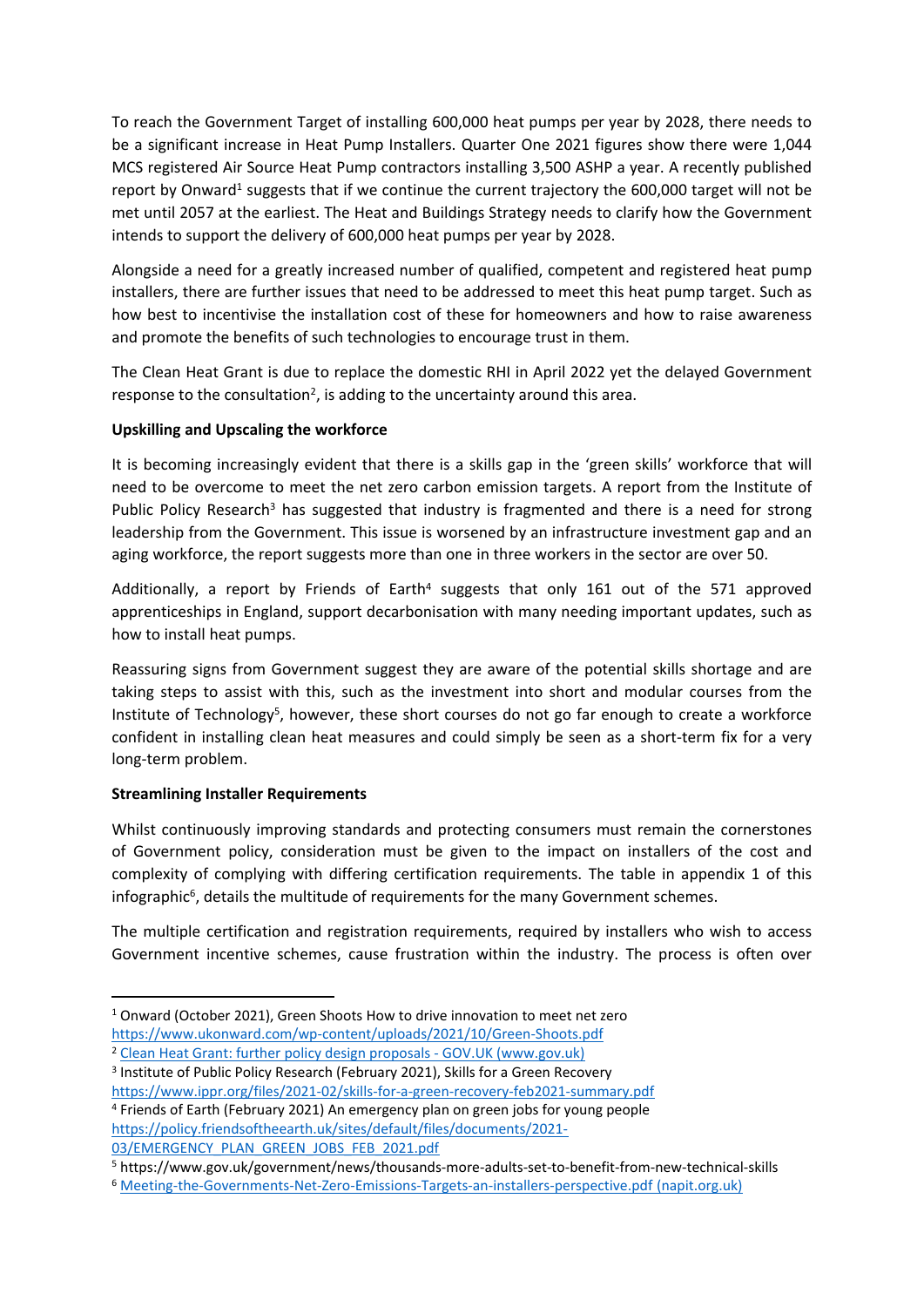To reach the Government Target of installing 600,000 heat pumps per year by 2028, there needs to be a significant increase in Heat Pump Installers. Quarter One 2021 figures show there were 1,044 MCS registered Air Source Heat Pump contractors installing 3,500 ASHP a year. A recently published report by Onward[1] suggests that if we continue the current trajectory the 600,000 target will not be met until 2057 at the earliest. The Heat and Buildings Strategy needs to clarify how the Government intends to support the delivery of 600,000 heat pumps per year by 2028.

Alongside a need for a greatly increased number of qualified, competent and registered heat pump installers, there are further issues that need to be addressed to meet this heat pump target. Such as how best to incentivise the installation cost of these for homeowners and how to raise awareness and promote the benefits of such technologies to encourage trust in them.

The Clean Heat Grant is due to replace the domestic RHI in April 2022 yet the delayed Government response to the consultation[2], is adding to the uncertainty around this area.

**Upskilling and Upscaling the workforce**

It is becoming increasingly evident that there is a skills gap in the 'green skills' workforce that will need to be overcome to meet the net zero carbon emission targets. A report from the Institute of Public Policy Research[3] has suggested that industry is fragmented and there is a need for strong leadership from the Government. This issue is worsened by an infrastructure investment gap and an aging workforce, the report suggests more than one in three workers in the sector are over 50.

Additionally, a report by Friends of Earth[4] suggests that only 161 out of the 571 approved apprenticeships in England, support decarbonisation with many needing important updates, such as how to install heat pumps.

Reassuring signs from Government suggest they are aware of the potential skills shortage and are taking steps to assist with this, such as the investment into short and modular courses from the Institute of Technology[5], however, these short courses do not go far enough to create a workforce confident in installing clean heat measures and could simply be seen as a short-term fix for a very long-term problem.

**Streamlining Installer Requirements**

Whilst continuously improving standards and protecting consumers must remain the cornerstones of Government policy, consideration must be given to the impact on installers of the cost and complexity of complying with differing certification requirements. The table in appendix 1 of this infographic[6], details the multitude of requirements for the many Government schemes.

The multiple certification and registration requirements, required by installers who wish to access Government incentive schemes, cause frustration within the industry. The process is often over

---

[1] Onward (October 2021), Green Shoots How to drive innovation to meet net zero https://www.ukonward.com/wp-content/uploads/2021/10/Green-Shoots.pdf

[2] Clean Heat Grant: further policy design proposals - GOV.UK (www.gov.uk)

[3] Institute of Public Policy Research (February 2021), Skills for a Green Recovery https://www.ippr.org/files/2021-02/skills-for-a-green-recovery-feb2021-summary.pdf

[4] Friends of Earth (February 2021) An emergency plan on green jobs for young people https://policy.friendsoftheearth.uk/sites/default/files/documents/2021-03/EMERGENCY_PLAN_GREEN_JOBS_FEB_2021.pdf

[5] https://www.gov.uk/government/news/thousands-more-adults-set-to-benefit-from-new-technical-skills

[6] Meeting-the-Governments-Net-Zero-Emissions-Targets-an-installers-perspective.pdf (napit.org.uk)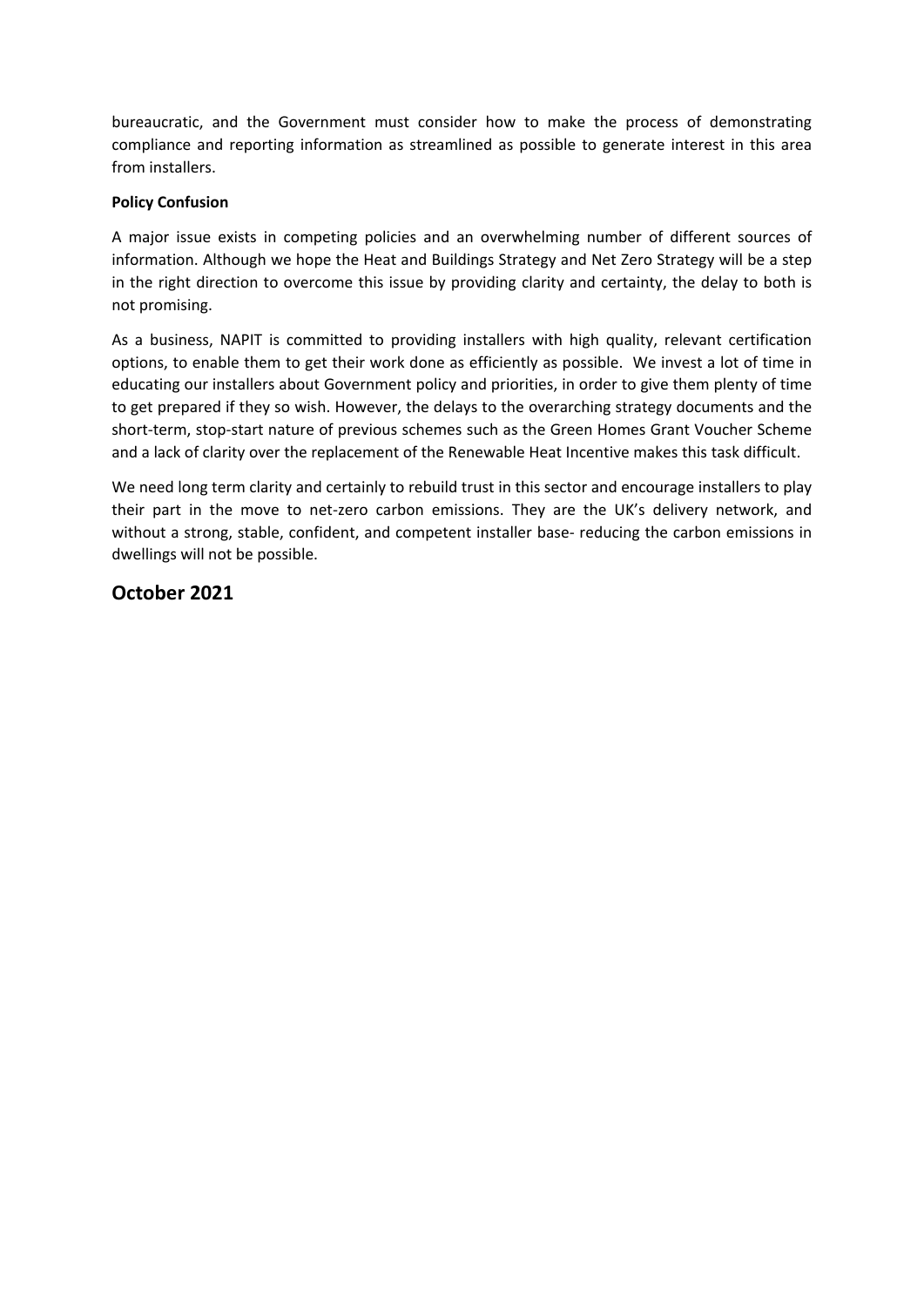bureaucratic, and the Government must consider how to make the process of demonstrating compliance and reporting information as streamlined as possible to generate interest in this area from installers.

**Policy Confusion**

A major issue exists in competing policies and an overwhelming number of different sources of information. Although we hope the Heat and Buildings Strategy and Net Zero Strategy will be a step in the right direction to overcome this issue by providing clarity and certainty, the delay to both is not promising.

As a business, NAPIT is committed to providing installers with high quality, relevant certification options, to enable them to get their work done as efficiently as possible. We invest a lot of time in educating our installers about Government policy and priorities, in order to give them plenty of time to get prepared if they so wish. However, the delays to the overarching strategy documents and the short-term, stop-start nature of previous schemes such as the Green Homes Grant Voucher Scheme and a lack of clarity over the replacement of the Renewable Heat Incentive makes this task difficult.

We need long term clarity and certainly to rebuild trust in this sector and encourage installers to play their part in the move to net-zero carbon emissions. They are the UK's delivery network, and without a strong, stable, confident, and competent installer base- reducing the carbon emissions in dwellings will not be possible.

## October 2021